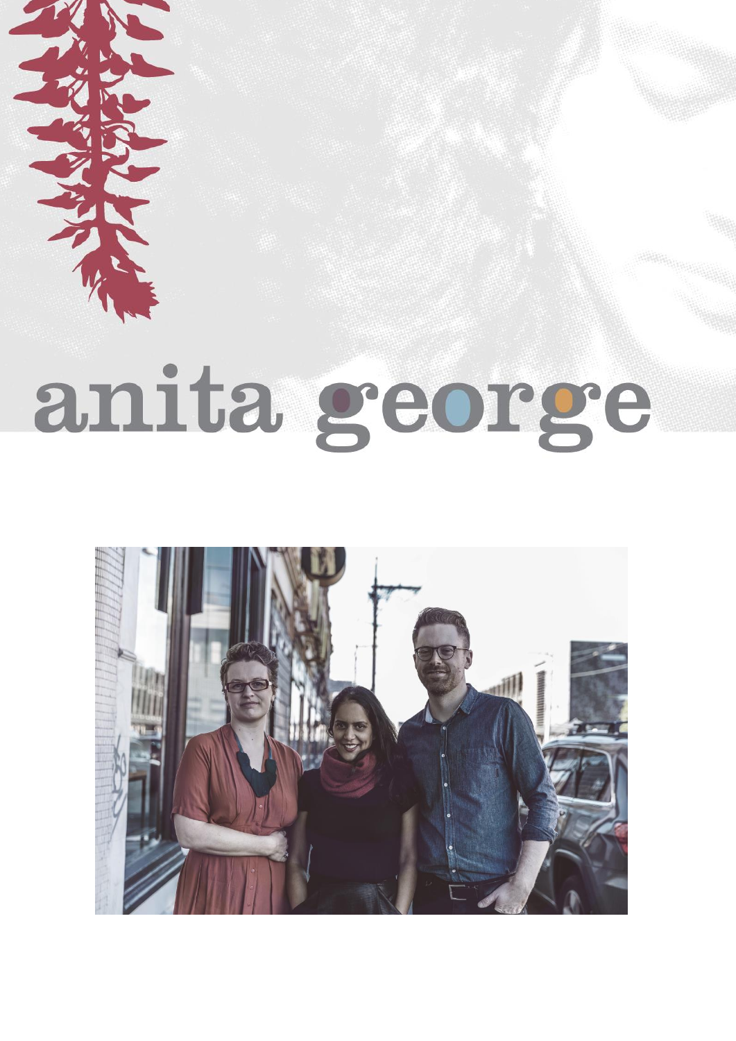# anita george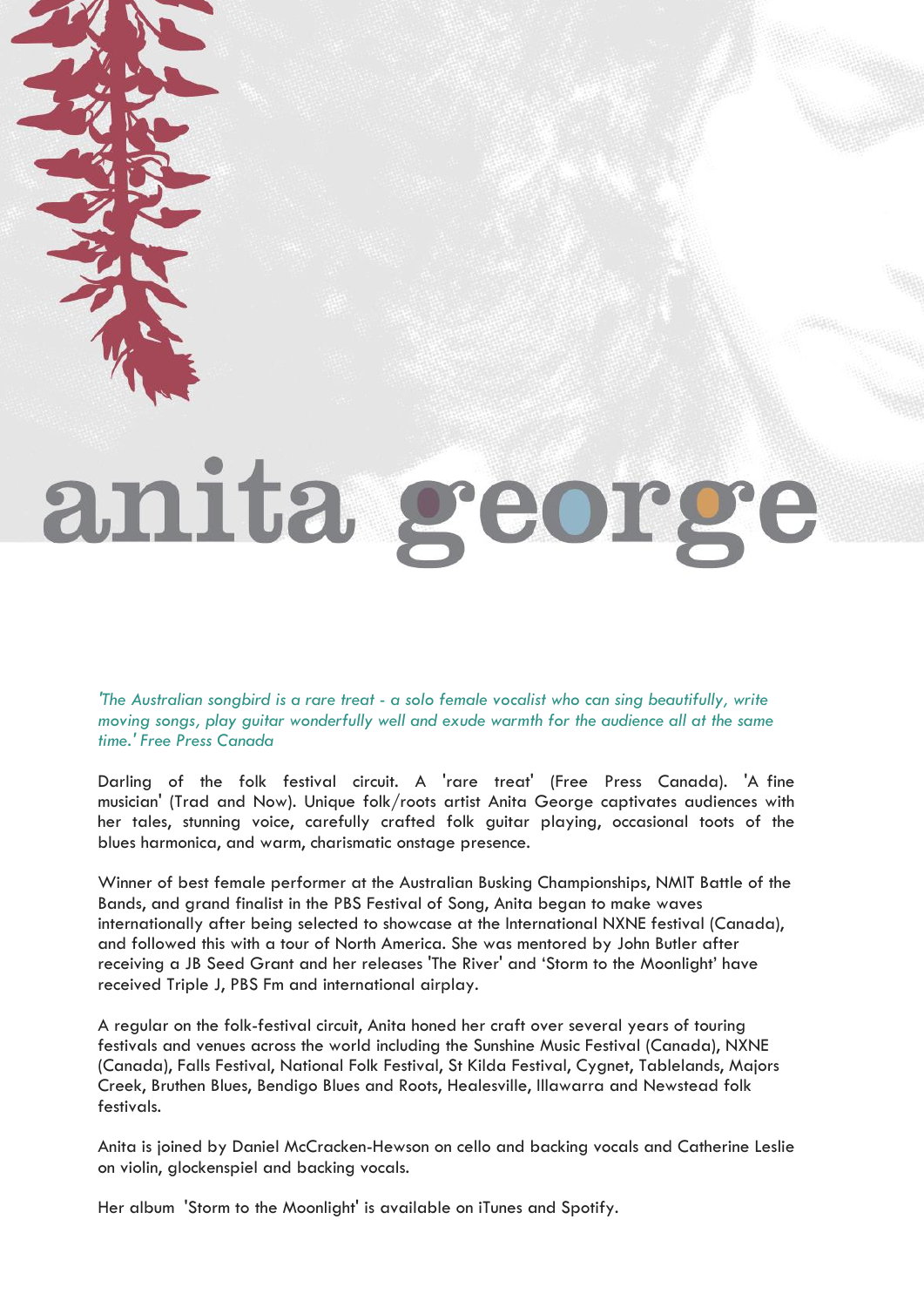# anita george

*'The Australian songbird is a rare treat - a solo female vocalist who can sing beautifully, write moving songs, play guitar wonderfully well and exude warmth for the audience all at the same time.' Free Press Canada*

Darling of the folk festival circuit. A 'rare treat' (Free Press Canada). 'A fine musician' (Trad and Now). Unique folk/roots artist Anita George captivates audiences with her tales, stunning voice, carefully crafted folk guitar playing, occasional toots of the blues harmonica, and warm, charismatic onstage presence.

Winner of best female performer at the Australian Busking Championships, NMIT Battle of the Bands, and grand finalist in the PBS Festival of Song, Anita began to make waves internationally after being selected to showcase at the International NXNE festival (Canada), and followed this with a tour of North America. She was mentored by John Butler after receiving a JB Seed Grant and her releases 'The River' and 'Storm to the Moonlight' have received Triple J, PBS Fm and international airplay.

A regular on the folk-festival circuit, Anita honed her craft over several years of touring festivals and venues across the world including the Sunshine Music Festival (Canada), NXNE (Canada), Falls Festival, National Folk Festival, St Kilda Festival, Cygnet, Tablelands, Majors Creek, Bruthen Blues, Bendigo Blues and Roots, Healesville, Illawarra and Newstead folk festivals.

Anita is joined by Daniel McCracken-Hewson on cello and backing vocals and Catherine Leslie on violin, glockenspiel and backing vocals.

Her album 'Storm to the Moonlight' is available on iTunes and Spotify.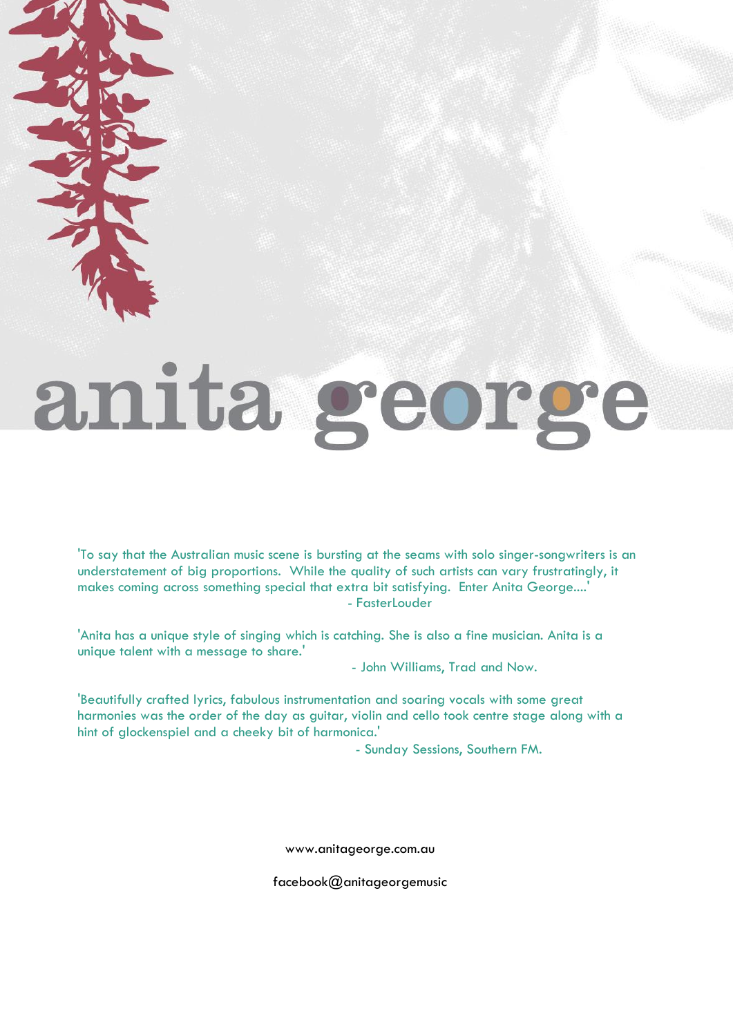# anita george

'To say that the Australian music scene is bursting at the seams with solo singer-songwriters is an understatement of big proportions. While the quality of such artists can vary frustratingly, it makes coming across something special that extra bit satisfying. Enter Anita George....'
- FasterLouder

'Anita has a unique style of singing which is catching. She is also a fine musician. Anita is a unique talent with a message to share.'
- John Williams, Trad and Now.

'Beautifully crafted lyrics, fabulous instrumentation and soaring vocals with some great harmonies was the order of the day as guitar, violin and cello took centre stage along with a hint of glockenspiel and a cheeky bit of harmonica.'
- Sunday Sessions, Southern FM.

www.anitageorge.com.au

facebook@anitageorgemusic